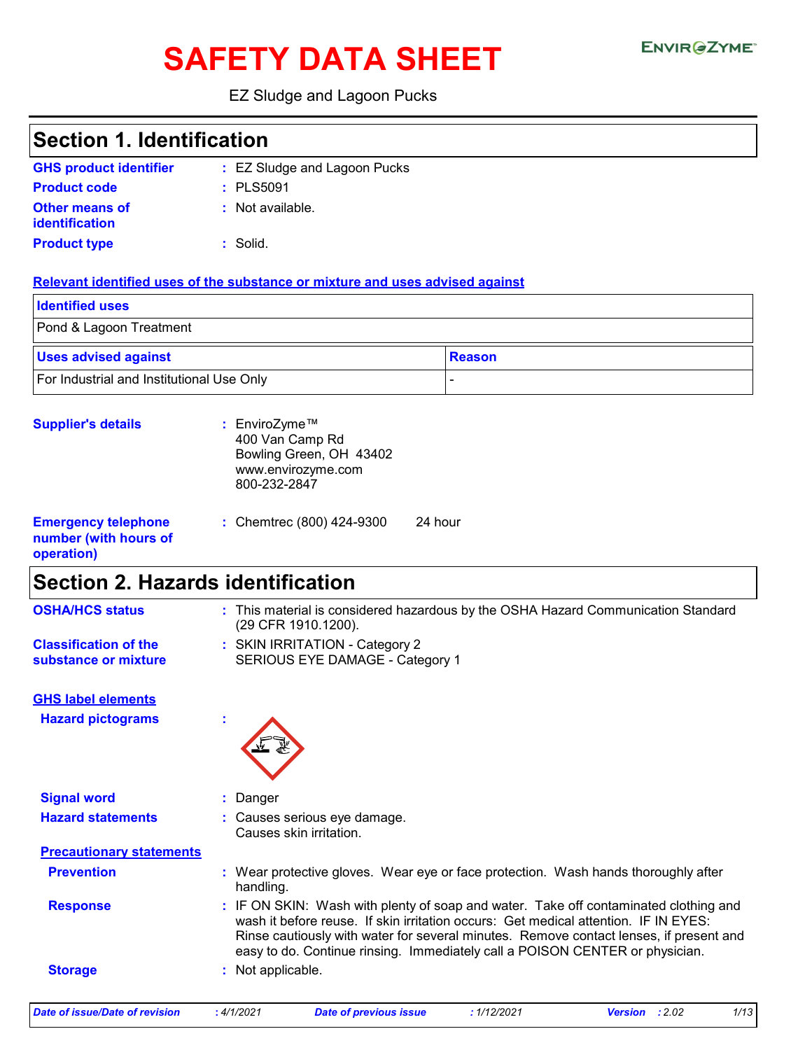# SAFETY DATA SHEET

ENVIROZYME™

EZ Sludge and Lagoon Pucks

## Section 1. Identification

**GHS product identifier** : EZ Sludge and Lagoon Pucks

**Product code** : PLS5091

**Other means of identification** : Not available.

**Product type** : Solid.

**Relevant identified uses of the substance or mixture and uses advised against**

| Identified uses |
|---|
| Pond & Lagoon Treatment |

| Uses advised against | Reason |
|---|---|
| For Industrial and Institutional Use Only | - |

**Supplier's details** : EnviroZyme™
400 Van Camp Rd
Bowling Green, OH 43402
www.envirozyme.com
800-232-2847

**Emergency telephone number (with hours of operation)** : Chemtrec (800) 424-9300 24 hour

## Section 2. Hazards identification

**OSHA/HCS status** : This material is considered hazardous by the OSHA Hazard Communication Standard (29 CFR 1910.1200).

**Classification of the substance or mixture** : SKIN IRRITATION - Category 2
SERIOUS EYE DAMAGE - Category 1

**GHS label elements**

**Hazard pictograms** :

**Signal word** : Danger

**Hazard statements** : Causes serious eye damage.
Causes skin irritation.

**Precautionary statements**

**Prevention** : Wear protective gloves. Wear eye or face protection. Wash hands thoroughly after handling.

**Response** : IF ON SKIN: Wash with plenty of soap and water. Take off contaminated clothing and wash it before reuse. If skin irritation occurs: Get medical attention. IF IN EYES: Rinse cautiously with water for several minutes. Remove contact lenses, if present and easy to do. Continue rinsing. Immediately call a POISON CENTER or physician.

**Storage** : Not applicable.

*Date of issue/Date of revision* : 4/1/2021 *Date of previous issue* : 1/12/2021 *Version* : 2.02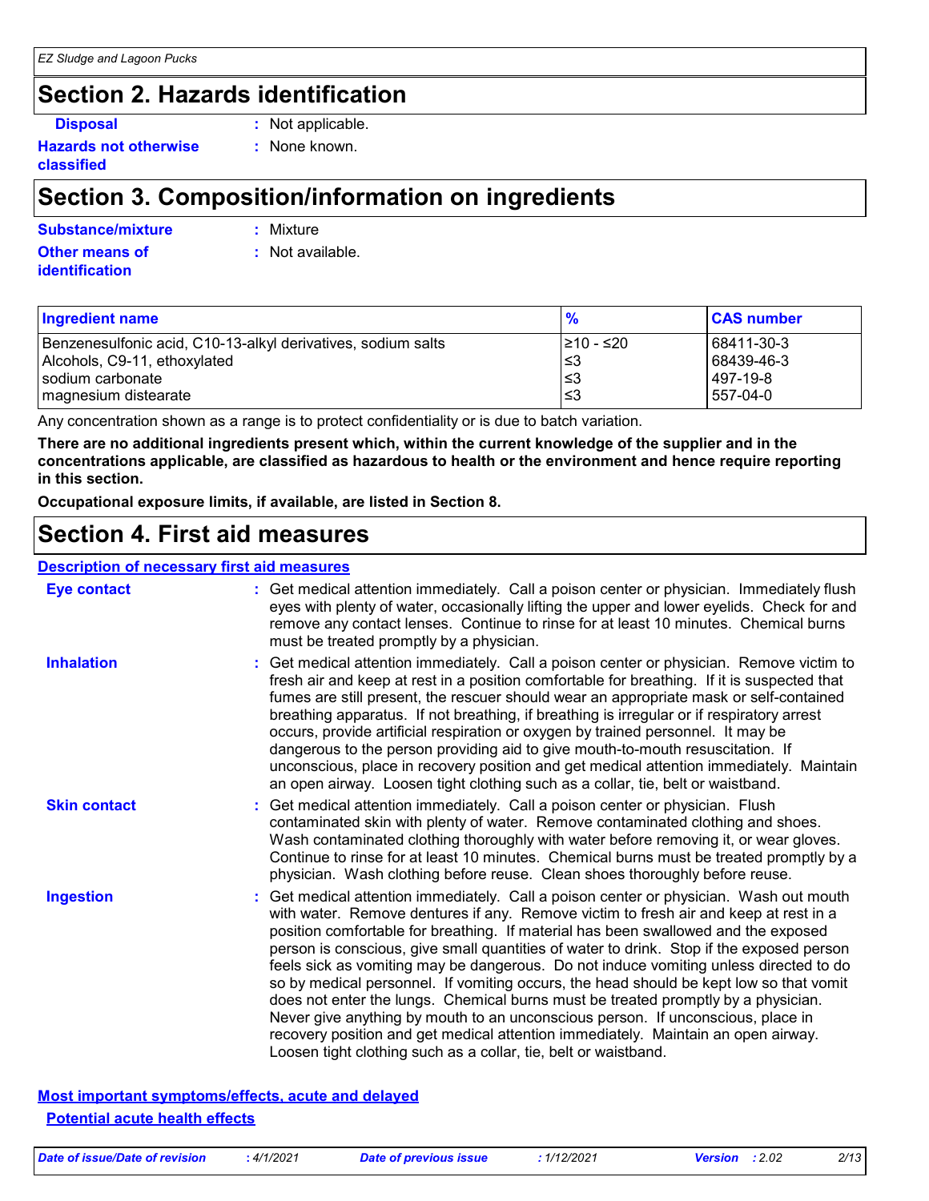## Section 2. Hazards identification

**Disposal** : Not applicable.

**Hazards not otherwise classified** : None known.

## Section 3. Composition/information on ingredients

**Substance/mixture** : Mixture

**Other means of identification** : Not available.

| Ingredient name | % | CAS number |
| --- | --- | --- |
| Benzenesulfonic acid, C10-13-alkyl derivatives, sodium salts | ≥10 - ≤20 | 68411-30-3 |
| Alcohols, C9-11, ethoxylated | ≤3 | 68439-46-3 |
| sodium carbonate | ≤3 | 497-19-8 |
| magnesium distearate | ≤3 | 557-04-0 |

Any concentration shown as a range is to protect confidentiality or is due to batch variation.

**There are no additional ingredients present which, within the current knowledge of the supplier and in the concentrations applicable, are classified as hazardous to health or the environment and hence require reporting in this section.**

**Occupational exposure limits, if available, are listed in Section 8.**

## Section 4. First aid measures

### Description of necessary first aid measures

**Eye contact** : Get medical attention immediately. Call a poison center or physician. Immediately flush eyes with plenty of water, occasionally lifting the upper and lower eyelids. Check for and remove any contact lenses. Continue to rinse for at least 10 minutes. Chemical burns must be treated promptly by a physician.

**Inhalation** : Get medical attention immediately. Call a poison center or physician. Remove victim to fresh air and keep at rest in a position comfortable for breathing. If it is suspected that fumes are still present, the rescuer should wear an appropriate mask or self-contained breathing apparatus. If not breathing, if breathing is irregular or if respiratory arrest occurs, provide artificial respiration or oxygen by trained personnel. It may be dangerous to the person providing aid to give mouth-to-mouth resuscitation. If unconscious, place in recovery position and get medical attention immediately. Maintain an open airway. Loosen tight clothing such as a collar, tie, belt or waistband.

**Skin contact** : Get medical attention immediately. Call a poison center or physician. Flush contaminated skin with plenty of water. Remove contaminated clothing and shoes. Wash contaminated clothing thoroughly with water before removing it, or wear gloves. Continue to rinse for at least 10 minutes. Chemical burns must be treated promptly by a physician. Wash clothing before reuse. Clean shoes thoroughly before reuse.

**Ingestion** : Get medical attention immediately. Call a poison center or physician. Wash out mouth with water. Remove dentures if any. Remove victim to fresh air and keep at rest in a position comfortable for breathing. If material has been swallowed and the exposed person is conscious, give small quantities of water to drink. Stop if the exposed person feels sick as vomiting may be dangerous. Do not induce vomiting unless directed to do so by medical personnel. If vomiting occurs, the head should be kept low so that vomit does not enter the lungs. Chemical burns must be treated promptly by a physician. Never give anything by mouth to an unconscious person. If unconscious, place in recovery position and get medical attention immediately. Maintain an open airway. Loosen tight clothing such as a collar, tie, belt or waistband.

### Most important symptoms/effects, acute and delayed

#### Potential acute health effects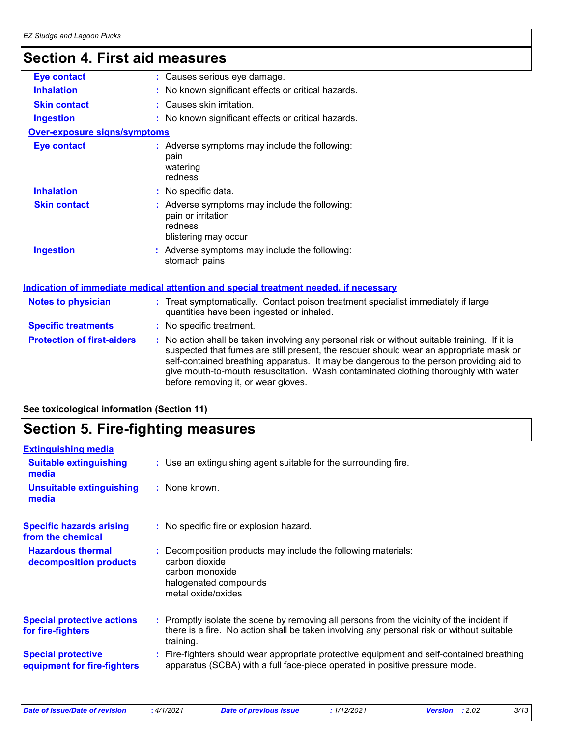## Section 4. First aid measures

**Eye contact** : Causes serious eye damage.

**Inhalation** : No known significant effects or critical hazards.

**Skin contact** : Causes skin irritation.

**Ingestion** : No known significant effects or critical hazards.

**Over-exposure signs/symptoms**

**Eye contact** : Adverse symptoms may include the following:
pain
watering
redness

**Inhalation** : No specific data.

**Skin contact** : Adverse symptoms may include the following:
pain or irritation
redness
blistering may occur

**Ingestion** : Adverse symptoms may include the following:
stomach pains

**Indication of immediate medical attention and special treatment needed, if necessary**

**Notes to physician** : Treat symptomatically. Contact poison treatment specialist immediately if large quantities have been ingested or inhaled.

**Specific treatments** : No specific treatment.

**Protection of first-aiders** : No action shall be taken involving any personal risk or without suitable training. If it is suspected that fumes are still present, the rescuer should wear an appropriate mask or self-contained breathing apparatus. It may be dangerous to the person providing aid to give mouth-to-mouth resuscitation. Wash contaminated clothing thoroughly with water before removing it, or wear gloves.

**See toxicological information (Section 11)**

## Section 5. Fire-fighting measures

**Extinguishing media**

**Suitable extinguishing media** : Use an extinguishing agent suitable for the surrounding fire.

**Unsuitable extinguishing media** : None known.

**Specific hazards arising from the chemical** : No specific fire or explosion hazard.

**Hazardous thermal decomposition products** : Decomposition products may include the following materials:
carbon dioxide
carbon monoxide
halogenated compounds
metal oxide/oxides

**Special protective actions for fire-fighters** : Promptly isolate the scene by removing all persons from the vicinity of the incident if there is a fire. No action shall be taken involving any personal risk or without suitable training.

**Special protective equipment for fire-fighters** : Fire-fighters should wear appropriate protective equipment and self-contained breathing apparatus (SCBA) with a full face-piece operated in positive pressure mode.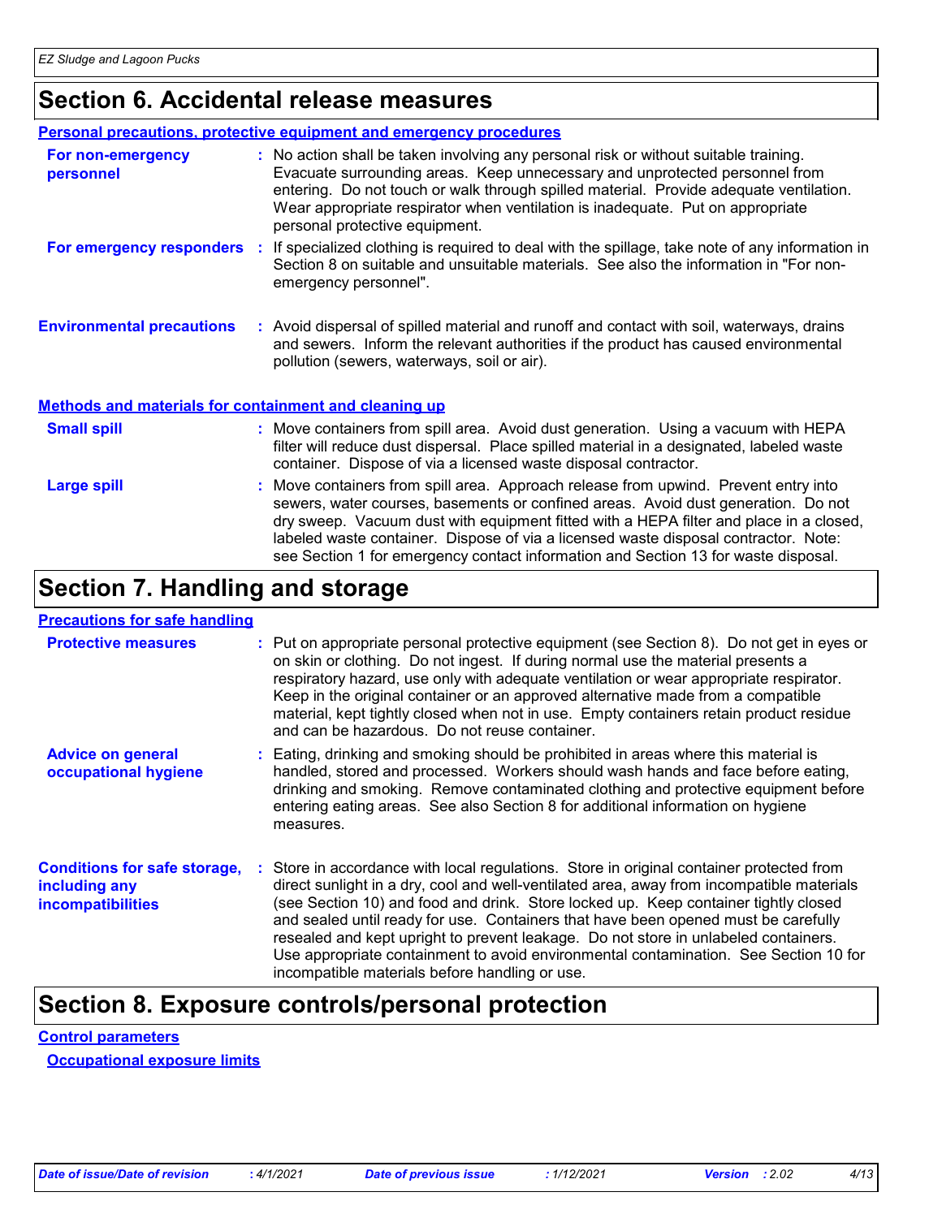## Section 6. Accidental release measures

### Personal precautions, protective equipment and emergency procedures

**For non-emergency personnel** : No action shall be taken involving any personal risk or without suitable training. Evacuate surrounding areas. Keep unnecessary and unprotected personnel from entering. Do not touch or walk through spilled material. Provide adequate ventilation. Wear appropriate respirator when ventilation is inadequate. Put on appropriate personal protective equipment.

**For emergency responders** : If specialized clothing is required to deal with the spillage, take note of any information in Section 8 on suitable and unsuitable materials. See also the information in "For non-emergency personnel".

**Environmental precautions** : Avoid dispersal of spilled material and runoff and contact with soil, waterways, drains and sewers. Inform the relevant authorities if the product has caused environmental pollution (sewers, waterways, soil or air).

### Methods and materials for containment and cleaning up

**Small spill** : Move containers from spill area. Avoid dust generation. Using a vacuum with HEPA filter will reduce dust dispersal. Place spilled material in a designated, labeled waste container. Dispose of via a licensed waste disposal contractor.

**Large spill** : Move containers from spill area. Approach release from upwind. Prevent entry into sewers, water courses, basements or confined areas. Avoid dust generation. Do not dry sweep. Vacuum dust with equipment fitted with a HEPA filter and place in a closed, labeled waste container. Dispose of via a licensed waste disposal contractor. Note: see Section 1 for emergency contact information and Section 13 for waste disposal.

## Section 7. Handling and storage

### Precautions for safe handling

**Protective measures** : Put on appropriate personal protective equipment (see Section 8). Do not get in eyes or on skin or clothing. Do not ingest. If during normal use the material presents a respiratory hazard, use only with adequate ventilation or wear appropriate respirator. Keep in the original container or an approved alternative made from a compatible material, kept tightly closed when not in use. Empty containers retain product residue and can be hazardous. Do not reuse container.

**Advice on general occupational hygiene** : Eating, drinking and smoking should be prohibited in areas where this material is handled, stored and processed. Workers should wash hands and face before eating, drinking and smoking. Remove contaminated clothing and protective equipment before entering eating areas. See also Section 8 for additional information on hygiene measures.

**Conditions for safe storage, including any incompatibilities** : Store in accordance with local regulations. Store in original container protected from direct sunlight in a dry, cool and well-ventilated area, away from incompatible materials (see Section 10) and food and drink. Store locked up. Keep container tightly closed and sealed until ready for use. Containers that have been opened must be carefully resealed and kept upright to prevent leakage. Do not store in unlabeled containers. Use appropriate containment to avoid environmental contamination. See Section 10 for incompatible materials before handling or use.

## Section 8. Exposure controls/personal protection

### Control parameters

#### Occupational exposure limits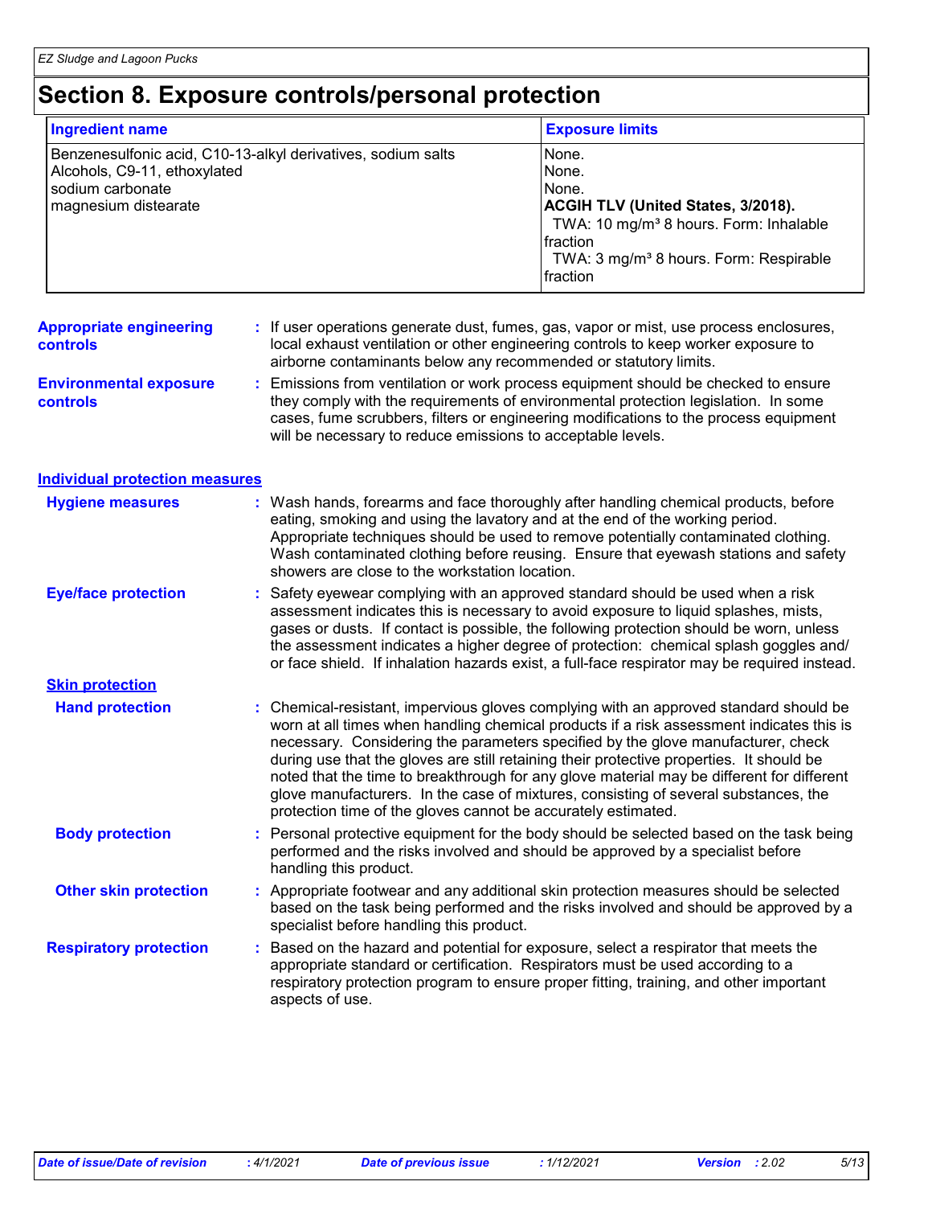# Section 8. Exposure controls/personal protection

| Ingredient name | Exposure limits |
| --- | --- |
| Benzenesulfonic acid, C10-13-alkyl derivatives, sodium salts | None. |
| Alcohols, C9-11, ethoxylated | None. |
| sodium carbonate | None. |
| magnesium distearate | **ACGIH TLV (United States, 3/2018).**<br>TWA: 10 mg/m³ 8 hours. Form: Inhalable fraction<br>TWA: 3 mg/m³ 8 hours. Form: Respirable fraction |

**Appropriate engineering controls** : If user operations generate dust, fumes, gas, vapor or mist, use process enclosures, local exhaust ventilation or other engineering controls to keep worker exposure to airborne contaminants below any recommended or statutory limits.

**Environmental exposure controls** : Emissions from ventilation or work process equipment should be checked to ensure they comply with the requirements of environmental protection legislation. In some cases, fume scrubbers, filters or engineering modifications to the process equipment will be necessary to reduce emissions to acceptable levels.

## Individual protection measures

**Hygiene measures** : Wash hands, forearms and face thoroughly after handling chemical products, before eating, smoking and using the lavatory and at the end of the working period. Appropriate techniques should be used to remove potentially contaminated clothing. Wash contaminated clothing before reusing. Ensure that eyewash stations and safety showers are close to the workstation location.

**Eye/face protection** : Safety eyewear complying with an approved standard should be used when a risk assessment indicates this is necessary to avoid exposure to liquid splashes, mists, gases or dusts. If contact is possible, the following protection should be worn, unless the assessment indicates a higher degree of protection: chemical splash goggles and/ or face shield. If inhalation hazards exist, a full-face respirator may be required instead.

### Skin protection

**Hand protection** : Chemical-resistant, impervious gloves complying with an approved standard should be worn at all times when handling chemical products if a risk assessment indicates this is necessary. Considering the parameters specified by the glove manufacturer, check during use that the gloves are still retaining their protective properties. It should be noted that the time to breakthrough for any glove material may be different for different glove manufacturers. In the case of mixtures, consisting of several substances, the protection time of the gloves cannot be accurately estimated.

**Body protection** : Personal protective equipment for the body should be selected based on the task being performed and the risks involved and should be approved by a specialist before handling this product.

**Other skin protection** : Appropriate footwear and any additional skin protection measures should be selected based on the task being performed and the risks involved and should be approved by a specialist before handling this product.

**Respiratory protection** : Based on the hazard and potential for exposure, select a respirator that meets the appropriate standard or certification. Respirators must be used according to a respiratory protection program to ensure proper fitting, training, and other important aspects of use.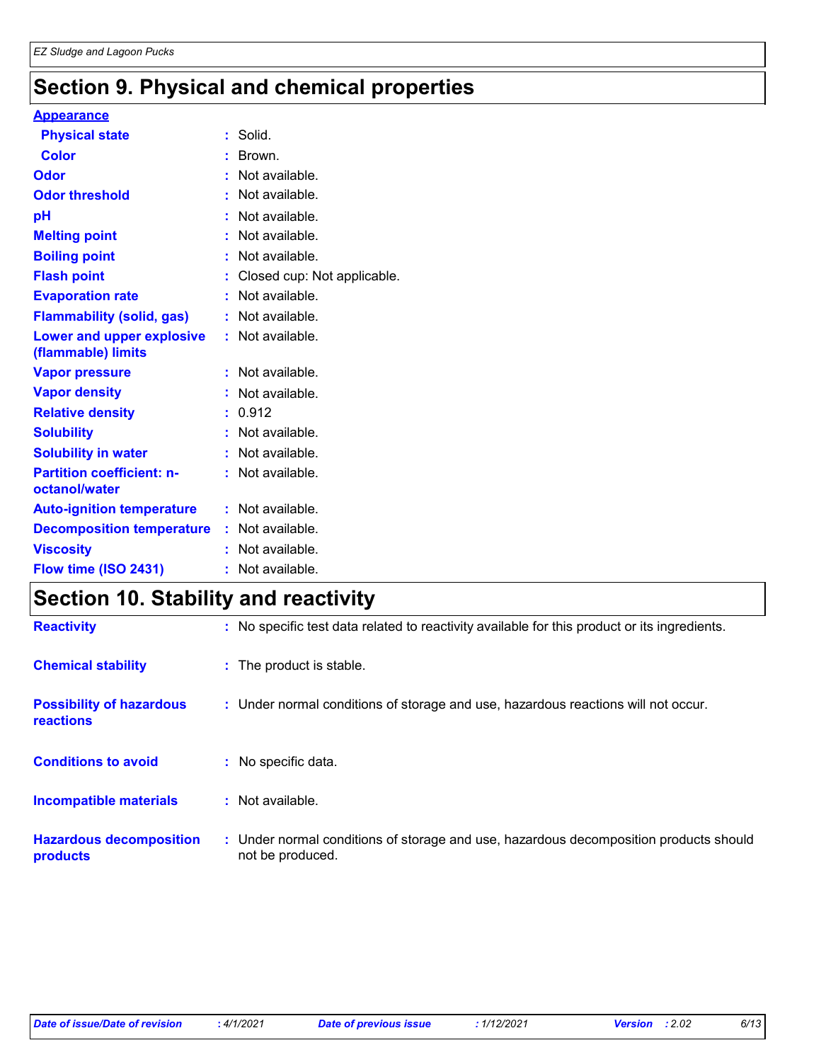## Section 9. Physical and chemical properties

**Appearance**

| | |
|---|---|
| **Physical state** | : Solid. |
| **Color** | : Brown. |
| **Odor** | : Not available. |
| **Odor threshold** | : Not available. |
| **pH** | : Not available. |
| **Melting point** | : Not available. |
| **Boiling point** | : Not available. |
| **Flash point** | : Closed cup: Not applicable. |
| **Evaporation rate** | : Not available. |
| **Flammability (solid, gas)** | : Not available. |
| **Lower and upper explosive (flammable) limits** | : Not available. |
| **Vapor pressure** | : Not available. |
| **Vapor density** | : Not available. |
| **Relative density** | : 0.912 |
| **Solubility** | : Not available. |
| **Solubility in water** | : Not available. |
| **Partition coefficient: n-octanol/water** | : Not available. |
| **Auto-ignition temperature** | : Not available. |
| **Decomposition temperature** | : Not available. |
| **Viscosity** | : Not available. |
| **Flow time (ISO 2431)** | : Not available. |

## Section 10. Stability and reactivity

| | |
|---|---|
| **Reactivity** | : No specific test data related to reactivity available for this product or its ingredients. |
| **Chemical stability** | : The product is stable. |
| **Possibility of hazardous reactions** | : Under normal conditions of storage and use, hazardous reactions will not occur. |
| **Conditions to avoid** | : No specific data. |
| **Incompatible materials** | : Not available. |
| **Hazardous decomposition products** | : Under normal conditions of storage and use, hazardous decomposition products should not be produced. |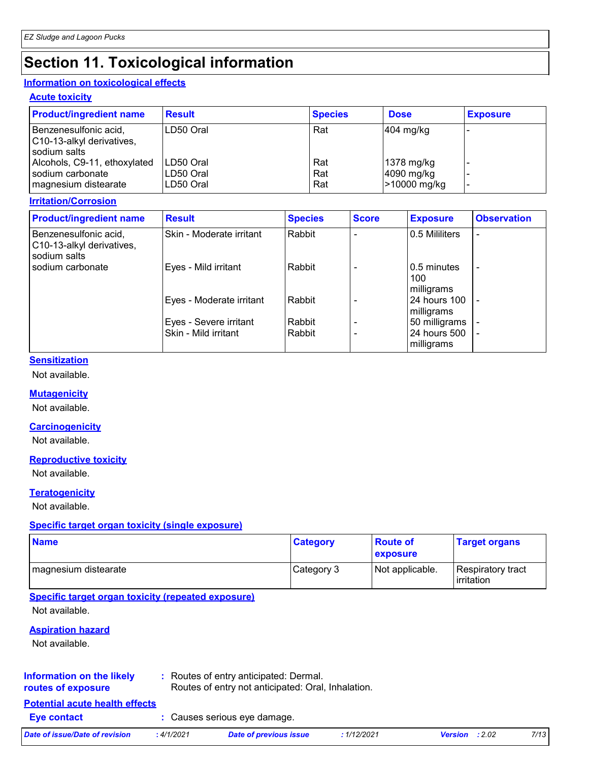# Section 11. Toxicological information

## Information on toxicological effects

### Acute toxicity

| Product/ingredient name | Result | Species | Dose | Exposure |
|---|---|---|---|---|
| Benzenesulfonic acid, C10-13-alkyl derivatives, sodium salts | LD50 Oral | Rat | 404 mg/kg | - |
| Alcohols, C9-11, ethoxylated | LD50 Oral | Rat | 1378 mg/kg | - |
| sodium carbonate | LD50 Oral | Rat | 4090 mg/kg | - |
| magnesium distearate | LD50 Oral | Rat | >10000 mg/kg | - |

### Irritation/Corrosion

| Product/ingredient name | Result | Species | Score | Exposure | Observation |
|---|---|---|---|---|---|
| Benzenesulfonic acid, C10-13-alkyl derivatives, sodium salts | Skin - Moderate irritant | Rabbit | - | 0.5 Mililiters | - |
| sodium carbonate | Eyes - Mild irritant | Rabbit | - | 0.5 minutes 100 milligrams | - |
| | Eyes - Moderate irritant | Rabbit | - | 24 hours 100 milligrams | - |
| | Eyes - Severe irritant | Rabbit | - | 50 milligrams | - |
| | Skin - Mild irritant | Rabbit | - | 24 hours 500 milligrams | - |

### Sensitization

Not available.

### Mutagenicity

Not available.

### Carcinogenicity

Not available.

### Reproductive toxicity

Not available.

### Teratogenicity

Not available.

### Specific target organ toxicity (single exposure)

| Name | Category | Route of exposure | Target organs |
|---|---|---|---|
| magnesium distearate | Category 3 | Not applicable. | Respiratory tract irritation |

### Specific target organ toxicity (repeated exposure)

Not available.

### Aspiration hazard

Not available.

**Information on the likely routes of exposure** : Routes of entry anticipated: Dermal.
Routes of entry not anticipated: Oral, Inhalation.

## Potential acute health effects

**Eye contact** : Causes serious eye damage.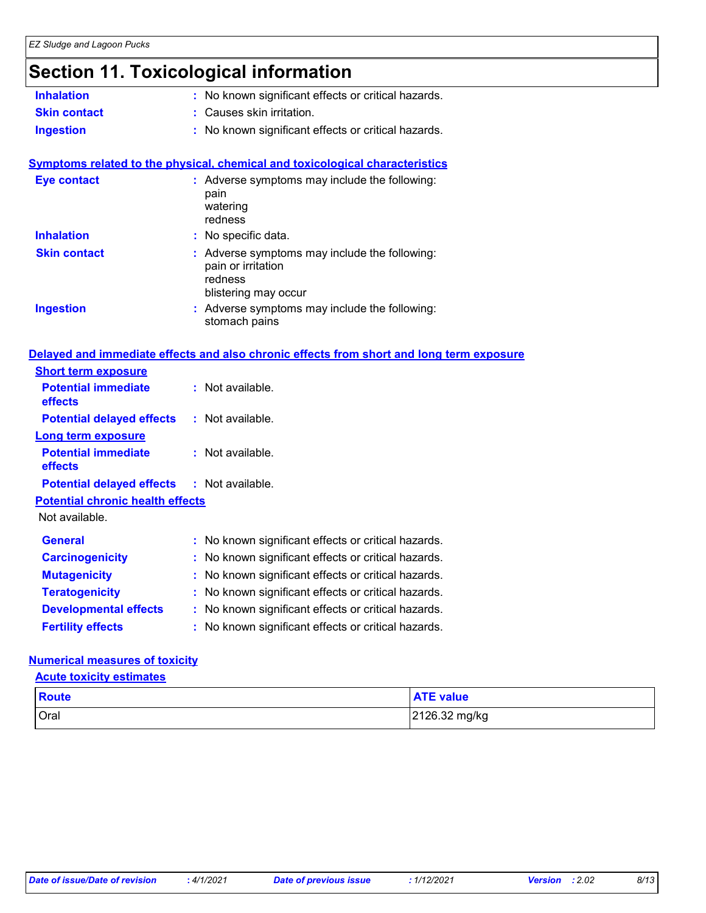# Section 11. Toxicological information

**Inhalation** : No known significant effects or critical hazards.

**Skin contact** : Causes skin irritation.

**Ingestion** : No known significant effects or critical hazards.

## Symptoms related to the physical, chemical and toxicological characteristics

**Eye contact** : Adverse symptoms may include the following:
pain
watering
redness

**Inhalation** : No specific data.

**Skin contact** : Adverse symptoms may include the following:
pain or irritation
redness
blistering may occur

**Ingestion** : Adverse symptoms may include the following:
stomach pains

## Delayed and immediate effects and also chronic effects from short and long term exposure

### Short term exposure

**Potential immediate effects** : Not available.

**Potential delayed effects** : Not available.

### Long term exposure

**Potential immediate effects** : Not available.

**Potential delayed effects** : Not available.

### Potential chronic health effects

Not available.

**General** : No known significant effects or critical hazards.

**Carcinogenicity** : No known significant effects or critical hazards.

**Mutagenicity** : No known significant effects or critical hazards.

**Teratogenicity** : No known significant effects or critical hazards.

**Developmental effects** : No known significant effects or critical hazards.

**Fertility effects** : No known significant effects or critical hazards.

## Numerical measures of toxicity

### Acute toxicity estimates

| Route | ATE value |
|---|---|
| Oral | 2126.32 mg/kg |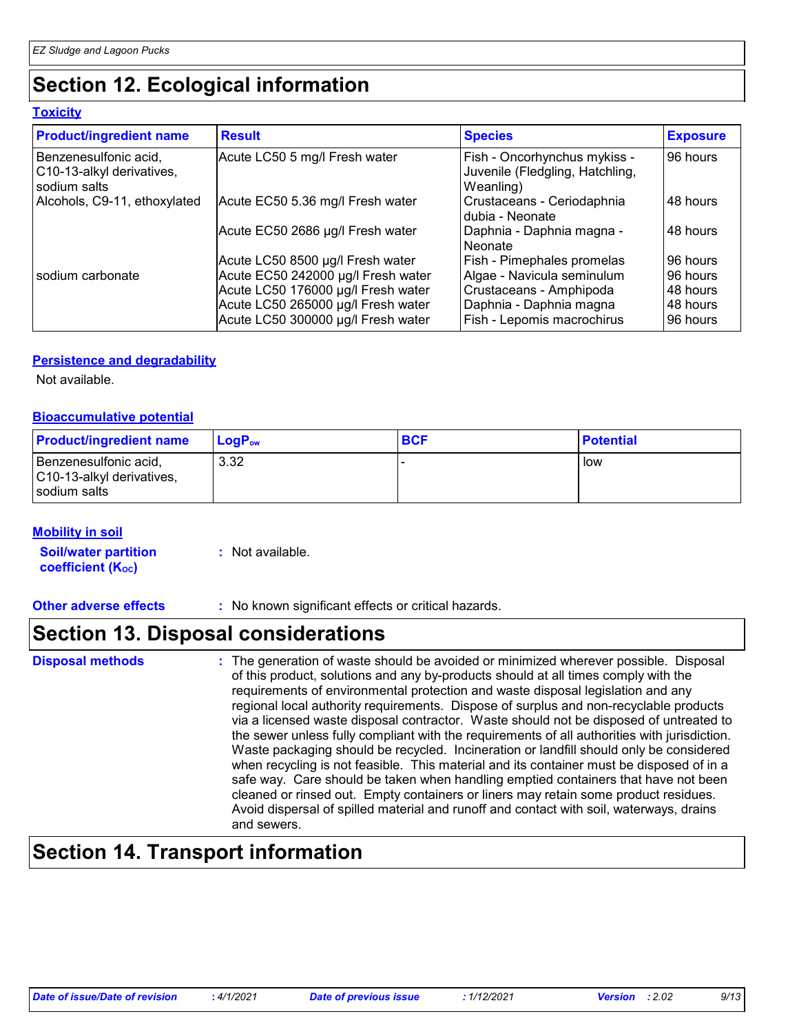## Section 12. Ecological information

### Toxicity

| Product/ingredient name | Result | Species | Exposure |
|---|---|---|---|
| Benzenesulfonic acid, C10-13-alkyl derivatives, sodium salts | Acute LC50 5 mg/l Fresh water | Fish - Oncorhynchus mykiss - Juvenile (Fledgling, Hatchling, Weanling) | 96 hours |
| Alcohols, C9-11, ethoxylated | Acute EC50 5.36 mg/l Fresh water | Crustaceans - Ceriodaphnia dubia - Neonate | 48 hours |
| | Acute EC50 2686 µg/l Fresh water | Daphnia - Daphnia magna - Neonate | 48 hours |
| | Acute LC50 8500 µg/l Fresh water | Fish - Pimephales promelas | 96 hours |
| sodium carbonate | Acute EC50 242000 µg/l Fresh water | Algae - Navicula seminulum | 96 hours |
| | Acute LC50 176000 µg/l Fresh water | Crustaceans - Amphipoda | 48 hours |
| | Acute LC50 265000 µg/l Fresh water | Daphnia - Daphnia magna | 48 hours |
| | Acute LC50 300000 µg/l Fresh water | Fish - Lepomis macrochirus | 96 hours |

### Persistence and degradability

Not available.

### Bioaccumulative potential

| Product/ingredient name | $LogP_{ow}$ | BCF | Potential |
|---|---|---|---|
| Benzenesulfonic acid, C10-13-alkyl derivatives, sodium salts | 3.32 | - | low |

### Mobility in soil

**Soil/water partition coefficient ($K_{OC}$)** : Not available.

**Other adverse effects** : No known significant effects or critical hazards.

## Section 13. Disposal considerations

**Disposal methods** : The generation of waste should be avoided or minimized wherever possible. Disposal of this product, solutions and any by-products should at all times comply with the requirements of environmental protection and waste disposal legislation and any regional local authority requirements. Dispose of surplus and non-recyclable products via a licensed waste disposal contractor. Waste should not be disposed of untreated to the sewer unless fully compliant with the requirements of all authorities with jurisdiction. Waste packaging should be recycled. Incineration or landfill should only be considered when recycling is not feasible. This material and its container must be disposed of in a safe way. Care should be taken when handling emptied containers that have not been cleaned or rinsed out. Empty containers or liners may retain some product residues. Avoid dispersal of spilled material and runoff and contact with soil, waterways, drains and sewers.

## Section 14. Transport information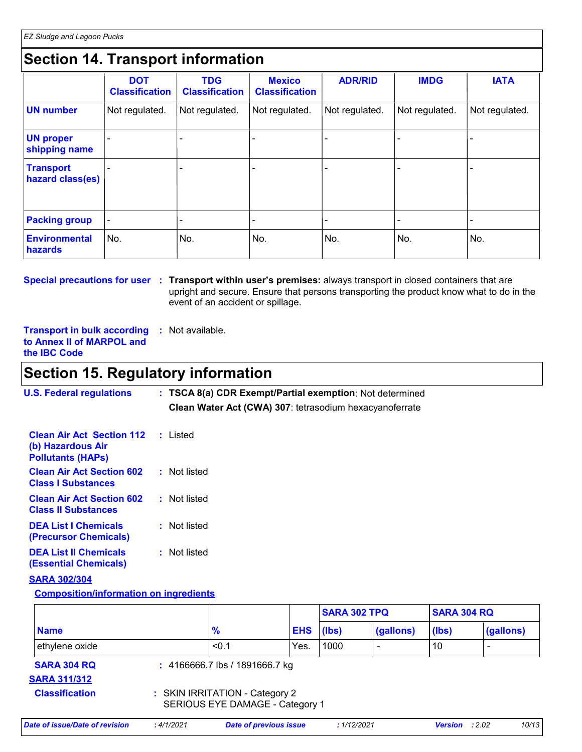## Section 14. Transport information

| | DOT Classification | TDG Classification | Mexico Classification | ADR/RID | IMDG | IATA |
|---|---|---|---|---|---|---|
| **UN number** | Not regulated. | Not regulated. | Not regulated. | Not regulated. | Not regulated. | Not regulated. |
| **UN proper shipping name** | - | - | - | - | - | - |
| **Transport hazard class(es)** | - | - | - | - | - | - |
| **Packing group** | - | - | - | - | - | - |
| **Environmental hazards** | No. | No. | No. | No. | No. | No. |

**Special precautions for user** : **Transport within user's premises:** always transport in closed containers that are upright and secure. Ensure that persons transporting the product know what to do in the event of an accident or spillage.

**Transport in bulk according to Annex II of MARPOL and the IBC Code** : Not available.

## Section 15. Regulatory information

**U.S. Federal regulations** : **TSCA 8(a) CDR Exempt/Partial exemption**: Not determined
**Clean Water Act (CWA) 307**: tetrasodium hexacyanoferrate

**Clean Air Act Section 112 (b) Hazardous Air Pollutants (HAPs)** : Listed

**Clean Air Act Section 602 Class I Substances** : Not listed

**Clean Air Act Section 602 Class II Substances** : Not listed

**DEA List I Chemicals (Precursor Chemicals)** : Not listed

**DEA List II Chemicals (Essential Chemicals)** : Not listed

**SARA 302/304**

**Composition/information on ingredients**

| Name | % | EHS | SARA 302 TPQ (lbs) | SARA 302 TPQ (gallons) | SARA 304 RQ (lbs) | SARA 304 RQ (gallons) |
|---|---|---|---|---|---|---|
| ethylene oxide | <0.1 | Yes. | 1000 | - | 10 | - |

**SARA 304 RQ** : 4166666.7 lbs / 1891666.7 kg

**SARA 311/312**

**Classification** : SKIN IRRITATION - Category 2
SERIOUS EYE DAMAGE - Category 1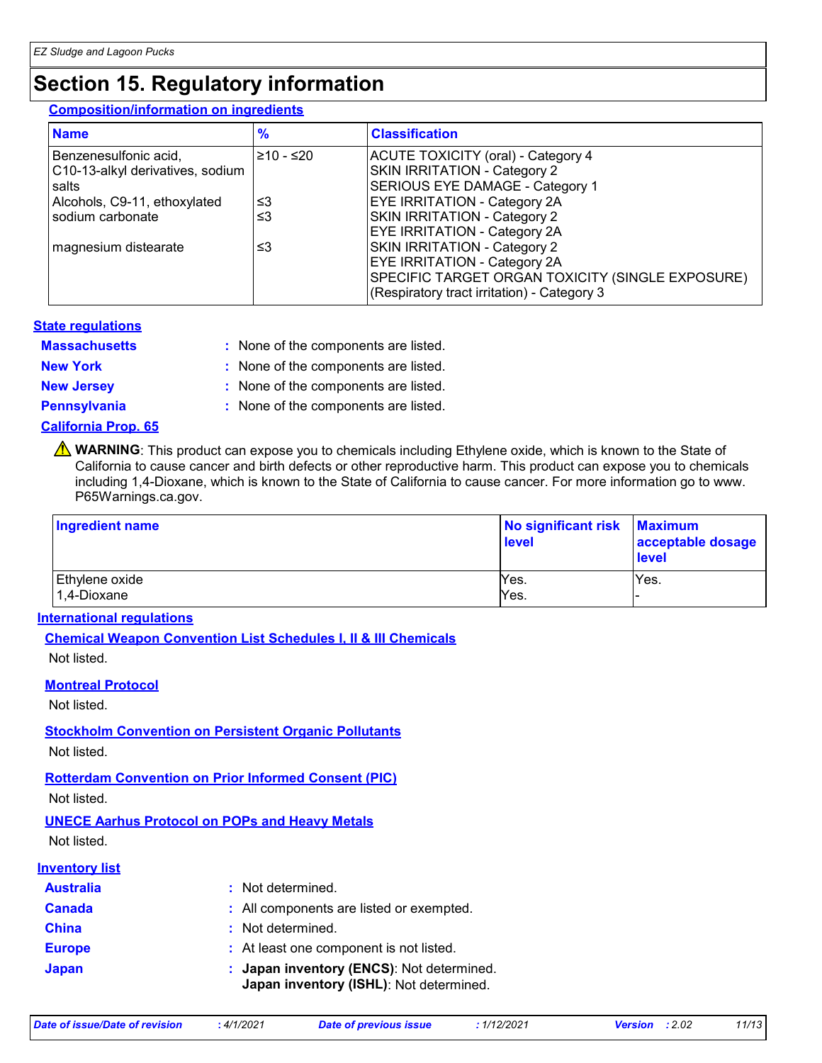# Section 15. Regulatory information

**Composition/information on ingredients**

| Name | % | Classification |
|---|---|---|
| Benzenesulfonic acid, C10-13-alkyl derivatives, sodium salts | ≥10 - ≤20 | ACUTE TOXICITY (oral) - Category 4<br>SKIN IRRITATION - Category 2<br>SERIOUS EYE DAMAGE - Category 1 |
| Alcohols, C9-11, ethoxylated | ≤3 | EYE IRRITATION - Category 2A |
| sodium carbonate | ≤3 | SKIN IRRITATION - Category 2<br>EYE IRRITATION - Category 2A |
| magnesium distearate | ≤3 | SKIN IRRITATION - Category 2<br>EYE IRRITATION - Category 2A<br>SPECIFIC TARGET ORGAN TOXICITY (SINGLE EXPOSURE) (Respiratory tract irritation) - Category 3 |

**State regulations**

**Massachusetts** : None of the components are listed.

**New York** : None of the components are listed.

**New Jersey** : None of the components are listed.

**Pennsylvania** : None of the components are listed.

**California Prop. 65**

⚠ **WARNING**: This product can expose you to chemicals including Ethylene oxide, which is known to the State of California to cause cancer and birth defects or other reproductive harm. This product can expose you to chemicals including 1,4-Dioxane, which is known to the State of California to cause cancer. For more information go to www. P65Warnings.ca.gov.

| Ingredient name | No significant risk level | Maximum acceptable dosage level |
|---|---|---|
| Ethylene oxide | Yes. | Yes. |
| 1,4-Dioxane | Yes. | - |

**International regulations**

**Chemical Weapon Convention List Schedules I, II & III Chemicals**

Not listed.

**Montreal Protocol**

Not listed.

**Stockholm Convention on Persistent Organic Pollutants**

Not listed.

**Rotterdam Convention on Prior Informed Consent (PIC)**

Not listed.

**UNECE Aarhus Protocol on POPs and Heavy Metals**

Not listed.

**Inventory list**

**Australia** : Not determined.

**Canada** : All components are listed or exempted.

**China** : Not determined.

**Europe** : At least one component is not listed.

**Japan** : **Japan inventory (ENCS)**: Not determined.
**Japan inventory (ISHL)**: Not determined.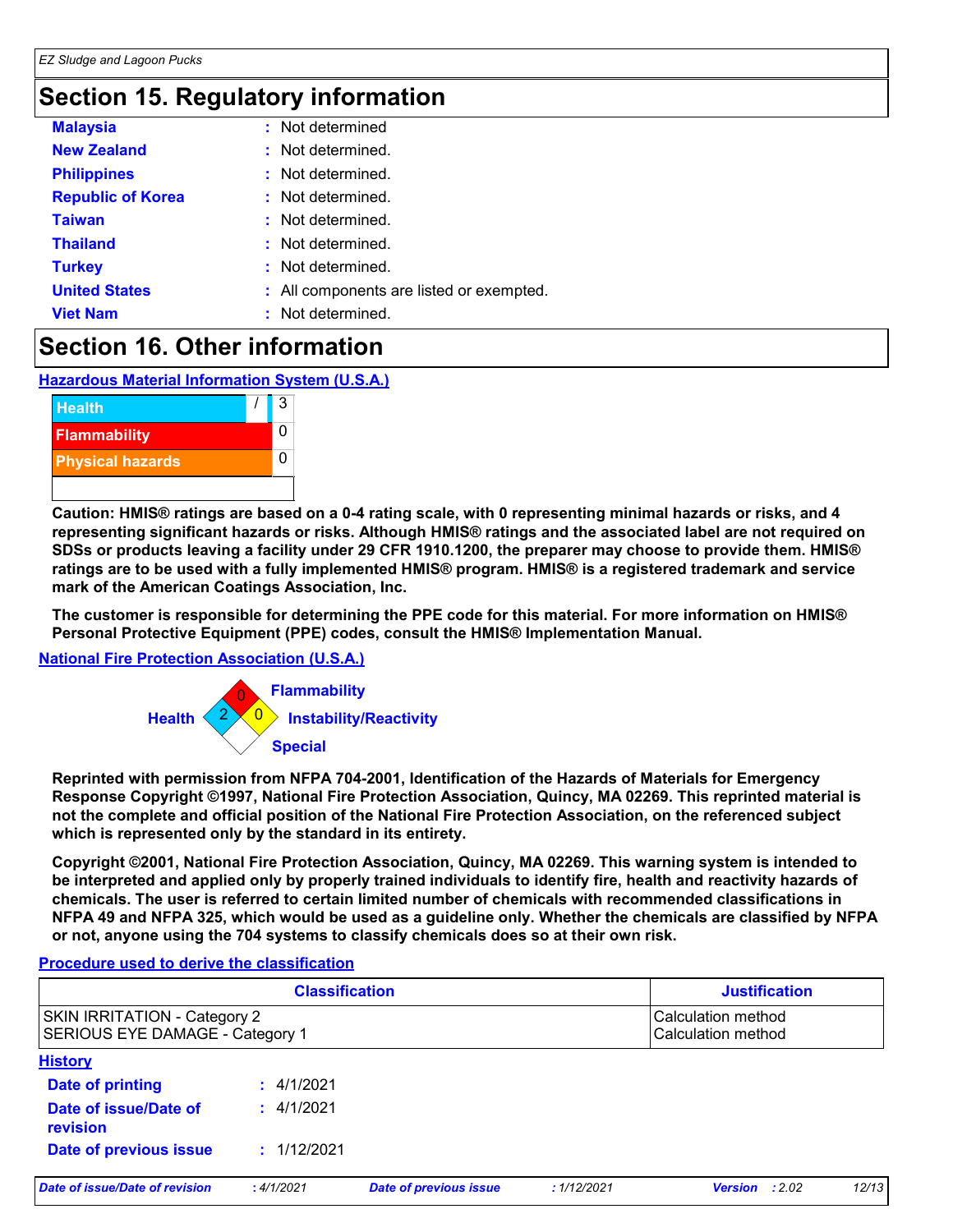## Section 15. Regulatory information

| | |
|---|---|
| **Malaysia** | : Not determined |
| **New Zealand** | : Not determined. |
| **Philippines** | : Not determined. |
| **Republic of Korea** | : Not determined. |
| **Taiwan** | : Not determined. |
| **Thailand** | : Not determined. |
| **Turkey** | : Not determined. |
| **United States** | : All components are listed or exempted. |
| **Viet Nam** | : Not determined. |

## Section 16. Other information

### Hazardous Material Information System (U.S.A.)

| | |
|---|---|
| Health / | 3 |
| Flammability | 0 |
| Physical hazards | 0 |

**Caution: HMIS® ratings are based on a 0-4 rating scale, with 0 representing minimal hazards or risks, and 4 representing significant hazards or risks. Although HMIS® ratings and the associated label are not required on SDSs or products leaving a facility under 29 CFR 1910.1200, the preparer may choose to provide them. HMIS® ratings are to be used with a fully implemented HMIS® program. HMIS® is a registered trademark and service mark of the American Coatings Association, Inc.**

**The customer is responsible for determining the PPE code for this material. For more information on HMIS® Personal Protective Equipment (PPE) codes, consult the HMIS® Implementation Manual.**

### National Fire Protection Association (U.S.A.)

Health: 2
Flammability: 0
Instability/Reactivity: 0
Special:

**Reprinted with permission from NFPA 704-2001, Identification of the Hazards of Materials for Emergency Response Copyright ©1997, National Fire Protection Association, Quincy, MA 02269. This reprinted material is not the complete and official position of the National Fire Protection Association, on the referenced subject which is represented only by the standard in its entirety.**

**Copyright ©2001, National Fire Protection Association, Quincy, MA 02269. This warning system is intended to be interpreted and applied only by properly trained individuals to identify fire, health and reactivity hazards of chemicals. The user is referred to certain limited number of chemicals with recommended classifications in NFPA 49 and NFPA 325, which would be used as a guideline only. Whether the chemicals are classified by NFPA or not, anyone using the 704 systems to classify chemicals does so at their own risk.**

### Procedure used to derive the classification

| Classification | Justification |
|---|---|
| SKIN IRRITATION - Category 2 | Calculation method |
| SERIOUS EYE DAMAGE - Category 1 | Calculation method |

### History

| | |
|---|---|
| **Date of printing** | : 4/1/2021 |
| **Date of issue/Date of revision** | : 4/1/2021 |
| **Date of previous issue** | : 1/12/2021 |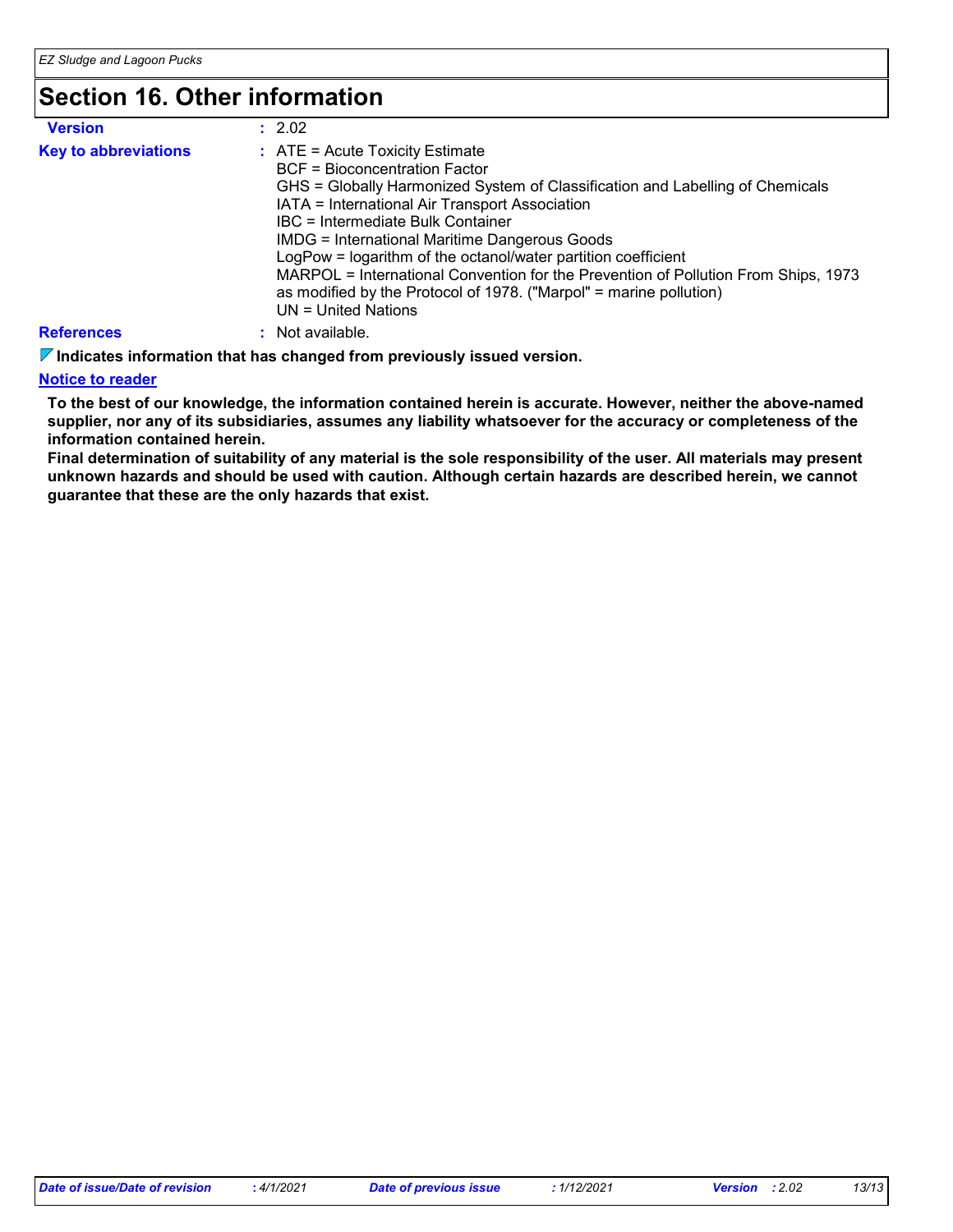# Section 16. Other information

**Version** : 2.02

**Key to abbreviations** : ATE = Acute Toxicity Estimate
BCF = Bioconcentration Factor
GHS = Globally Harmonized System of Classification and Labelling of Chemicals
IATA = International Air Transport Association
IBC = Intermediate Bulk Container
IMDG = International Maritime Dangerous Goods
LogPow = logarithm of the octanol/water partition coefficient
MARPOL = International Convention for the Prevention of Pollution From Ships, 1973 as modified by the Protocol of 1978. ("Marpol" = marine pollution)
UN = United Nations

**References** : Not available.

**Indicates information that has changed from previously issued version.**

**Notice to reader**

**To the best of our knowledge, the information contained herein is accurate. However, neither the above-named supplier, nor any of its subsidiaries, assumes any liability whatsoever for the accuracy or completeness of the information contained herein.**

**Final determination of suitability of any material is the sole responsibility of the user. All materials may present unknown hazards and should be used with caution. Although certain hazards are described herein, we cannot guarantee that these are the only hazards that exist.**